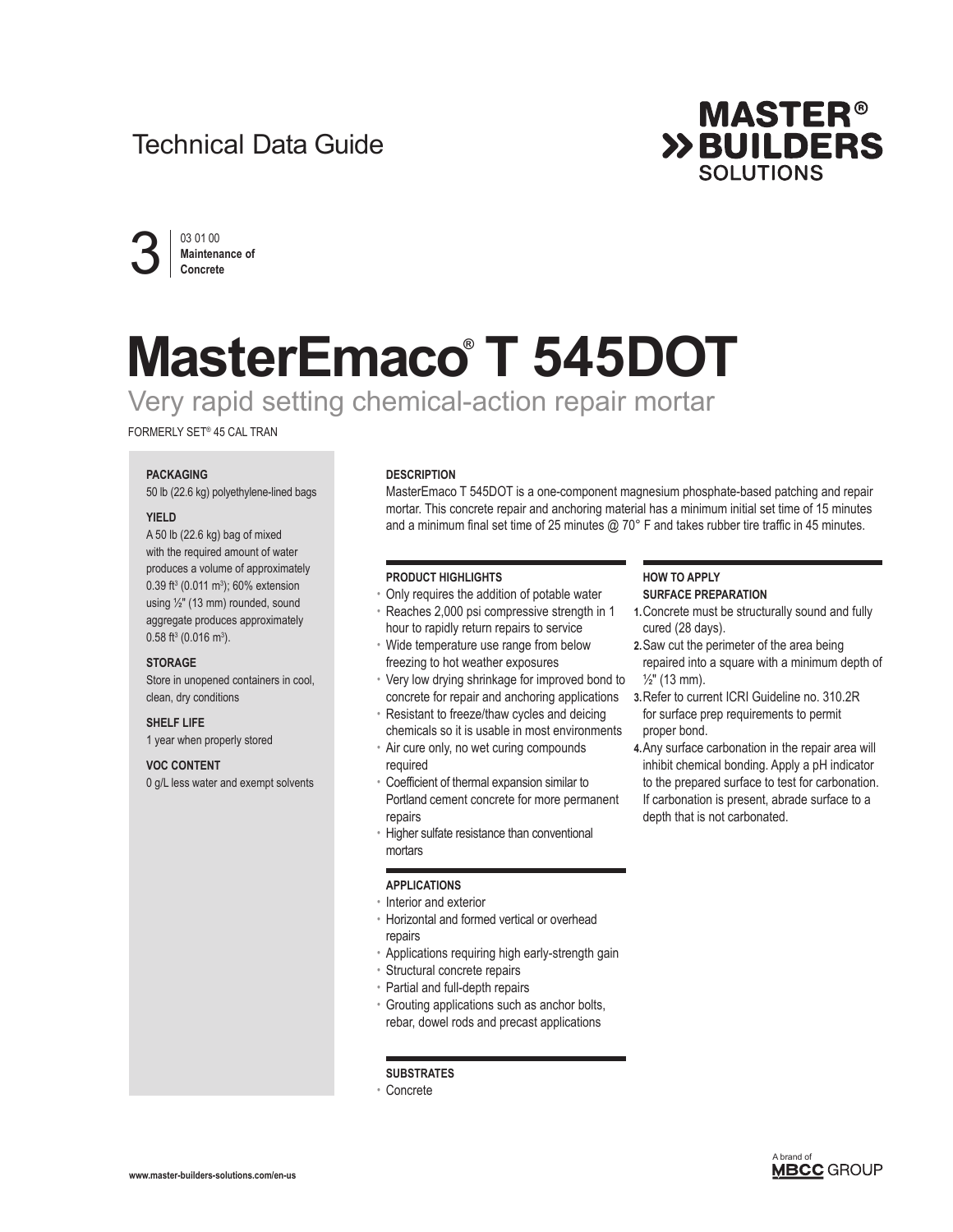Technical Data Guide

MASTER®
BUILDERS
SOLUTIONS

3 | 03 01 00 **Maintenance of Concrete**

# MasterEmaco® T 545DOT

## Very rapid setting chemical-action repair mortar

FORMERLY SET® 45 CAL TRAN

**PACKAGING**

50 lb (22.6 kg) polyethylene-lined bags

**YIELD**

A 50 lb (22.6 kg) bag of mixed with the required amount of water produces a volume of approximately 0.39 $ft^3$ (0.011 $m^3$); 60% extension using ½" (13 mm) rounded, sound aggregate produces approximately 0.58 $ft^3$ (0.016 $m^3$).

**STORAGE**

Store in unopened containers in cool, clean, dry conditions

**SHELF LIFE**

1 year when properly stored

**VOC CONTENT**

0 g/L less water and exempt solvents

### DESCRIPTION

MasterEmaco T 545DOT is a one-component magnesium phosphate-based patching and repair mortar. This concrete repair and anchoring material has a minimum initial set time of 15 minutes and a minimum final set time of 25 minutes @ 70° F and takes rubber tire traffic in 45 minutes.

### PRODUCT HIGHLIGHTS

- Only requires the addition of potable water
- Reaches 2,000 psi compressive strength in 1 hour to rapidly return repairs to service
- Wide temperature use range from below freezing to hot weather exposures
- Very low drying shrinkage for improved bond to concrete for repair and anchoring applications
- Resistant to freeze/thaw cycles and deicing chemicals so it is usable in most environments
- Air cure only, no wet curing compounds required
- Coefficient of thermal expansion similar to Portland cement concrete for more permanent repairs
- Higher sulfate resistance than conventional mortars

### APPLICATIONS

- Interior and exterior
- Horizontal and formed vertical or overhead repairs
- Applications requiring high early-strength gain
- Structural concrete repairs
- Partial and full-depth repairs
- Grouting applications such as anchor bolts, rebar, dowel rods and precast applications

### SUBSTRATES

- Concrete

### HOW TO APPLY

**SURFACE PREPARATION**

1. Concrete must be structurally sound and fully cured (28 days).
2. Saw cut the perimeter of the area being repaired into a square with a minimum depth of ½" (13 mm).
3. Refer to current ICRI Guideline no. 310.2R for surface prep requirements to permit proper bond.
4. Any surface carbonation in the repair area will inhibit chemical bonding. Apply a pH indicator to the prepared surface to test for carbonation. If carbonation is present, abrade surface to a depth that is not carbonated.

www.master-builders-solutions.com/en-us

A brand of MBCC GROUP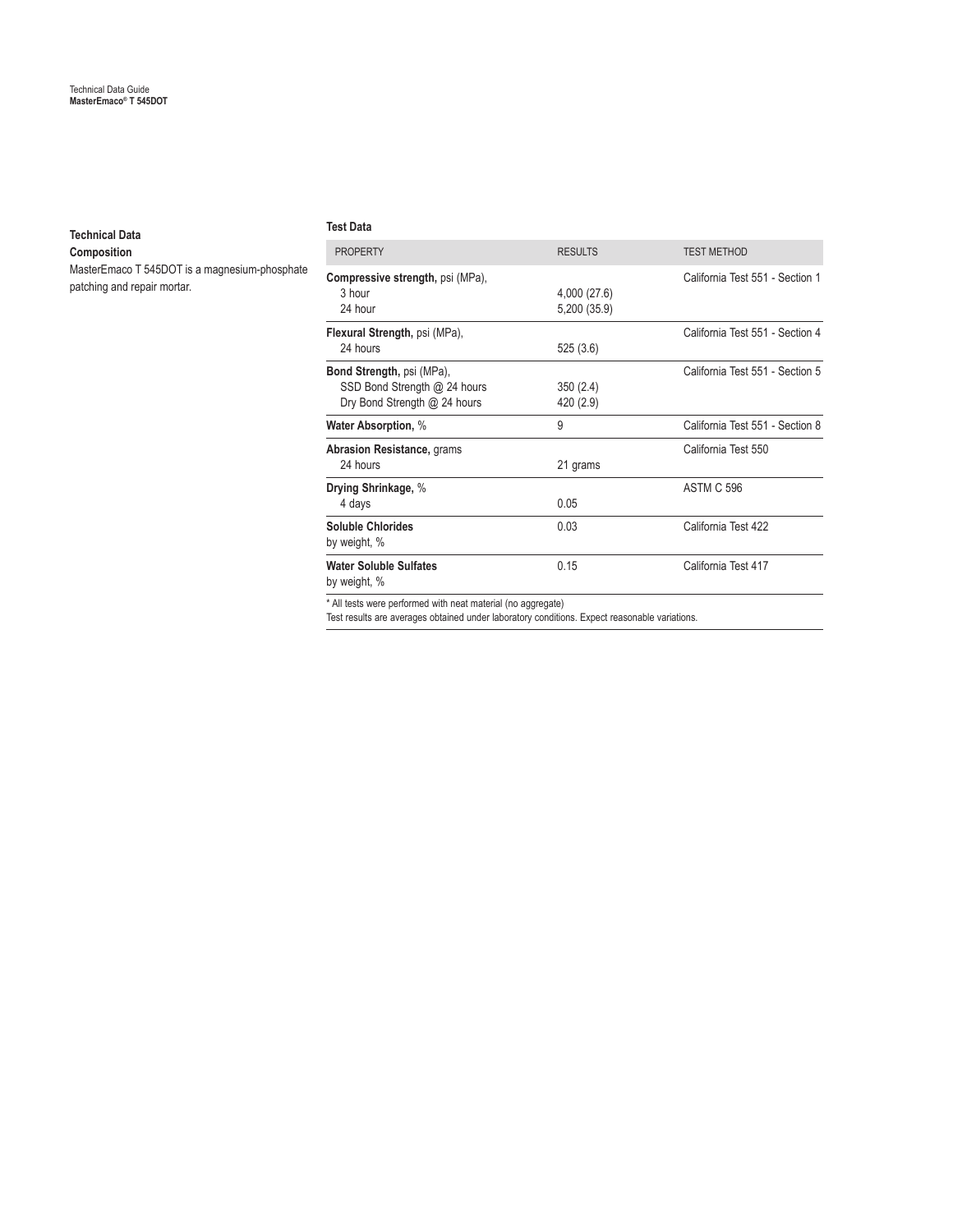## Technical Data

### Composition

MasterEmaco T 545DOT is a magnesium-phosphate patching and repair mortar.

### Test Data

| PROPERTY | RESULTS | TEST METHOD |
|---|---|---|
| **Compressive strength,** psi (MPa), | | California Test 551 - Section 1 |
| 3 hour | 4,000 (27.6) | |
| 24 hour | 5,200 (35.9) | |
| **Flexural Strength,** psi (MPa), | | California Test 551 - Section 4 |
| 24 hours | 525 (3.6) | |
| **Bond Strength,** psi (MPa), | | California Test 551 - Section 5 |
| SSD Bond Strength @ 24 hours | 350 (2.4) | |
| Dry Bond Strength @ 24 hours | 420 (2.9) | |
| **Water Absorption,** % | 9 | California Test 551 - Section 8 |
| **Abrasion Resistance,** grams | | California Test 550 |
| 24 hours | 21 grams | |
| **Drying Shrinkage,** % | | ASTM C 596 |
| 4 days | 0.05 | |
| **Soluble Chlorides** by weight, % | 0.03 | California Test 422 |
| **Water Soluble Sulfates** by weight, % | 0.15 | California Test 417 |

* All tests were performed with neat material (no aggregate)

Test results are averages obtained under laboratory conditions. Expect reasonable variations.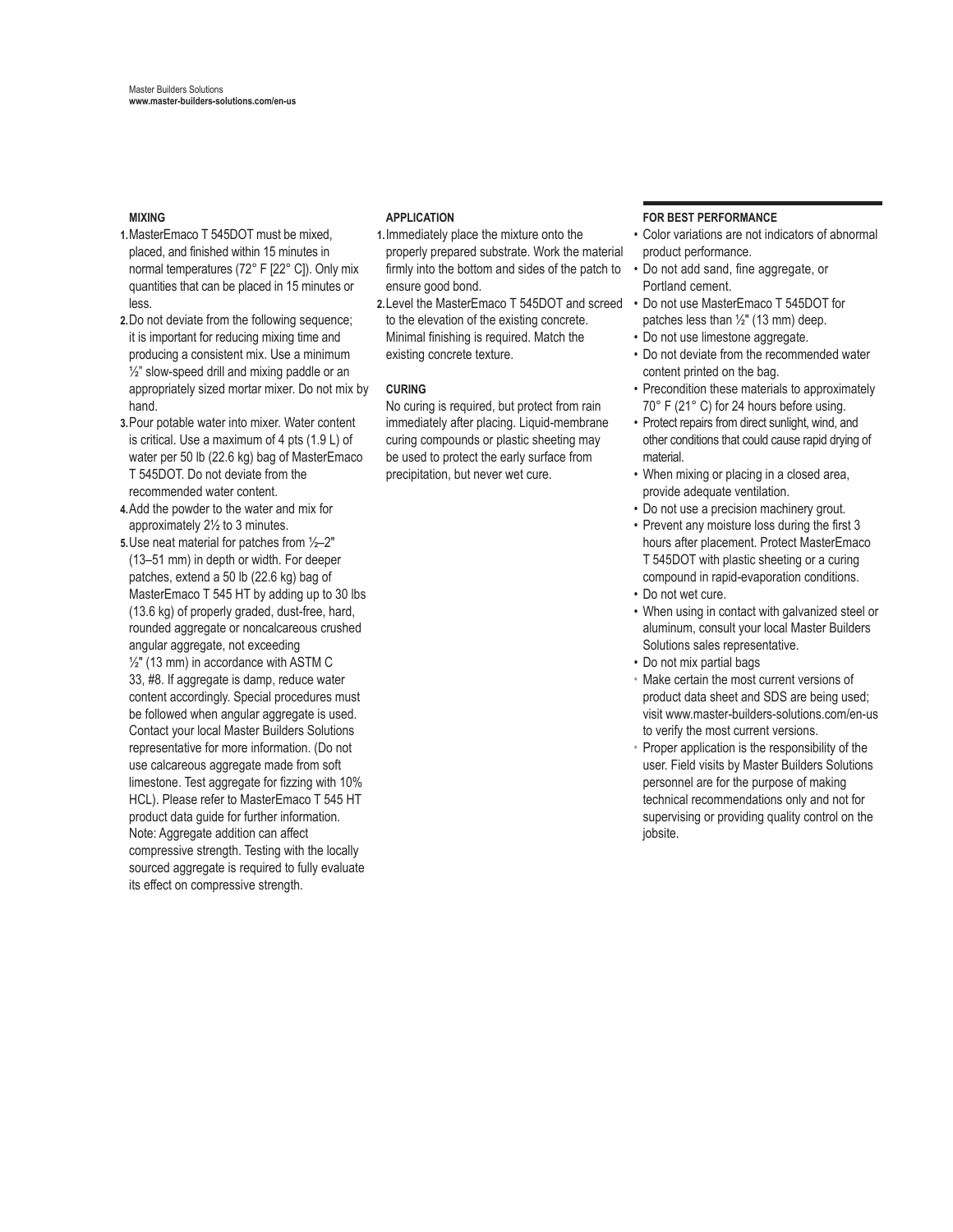### MIXING

1. MasterEmaco T 545DOT must be mixed, placed, and finished within 15 minutes in normal temperatures (72° F [22° C]). Only mix quantities that can be placed in 15 minutes or less.
2. Do not deviate from the following sequence; it is important for reducing mixing time and producing a consistent mix. Use a minimum ½" slow-speed drill and mixing paddle or an appropriately sized mortar mixer. Do not mix by hand.
3. Pour potable water into mixer. Water content is critical. Use a maximum of 4 pts (1.9 L) of water per 50 lb (22.6 kg) bag of MasterEmaco T 545DOT. Do not deviate from the recommended water content.
4. Add the powder to the water and mix for approximately 2½ to 3 minutes.
5. Use neat material for patches from ½–2" (13–51 mm) in depth or width. For deeper patches, extend a 50 lb (22.6 kg) bag of MasterEmaco T 545 HT by adding up to 30 lbs (13.6 kg) of properly graded, dust-free, hard, rounded aggregate or noncalcareous crushed angular aggregate, not exceeding ½" (13 mm) in accordance with ASTM C 33, #8. If aggregate is damp, reduce water content accordingly. Special procedures must be followed when angular aggregate is used. Contact your local Master Builders Solutions representative for more information. (Do not use calcareous aggregate made from soft limestone. Test aggregate for fizzing with 10% HCL). Please refer to MasterEmaco T 545 HT product data guide for further information. Note: Aggregate addition can affect compressive strength. Testing with the locally sourced aggregate is required to fully evaluate its effect on compressive strength.

### APPLICATION

1. Immediately place the mixture onto the properly prepared substrate. Work the material firmly into the bottom and sides of the patch to ensure good bond.
2. Level the MasterEmaco T 545DOT and screed to the elevation of the existing concrete. Minimal finishing is required. Match the existing concrete texture.

### CURING

No curing is required, but protect from rain immediately after placing. Liquid-membrane curing compounds or plastic sheeting may be used to protect the early surface from precipitation, but never wet cure.

### FOR BEST PERFORMANCE

- Color variations are not indicators of abnormal product performance.
- Do not add sand, fine aggregate, or Portland cement.
- Do not use MasterEmaco T 545DOT for patches less than ½" (13 mm) deep.
- Do not use limestone aggregate.
- Do not deviate from the recommended water content printed on the bag.
- Precondition these materials to approximately 70° F (21° C) for 24 hours before using.
- Protect repairs from direct sunlight, wind, and other conditions that could cause rapid drying of material.
- When mixing or placing in a closed area, provide adequate ventilation.
- Do not use a precision machinery grout.
- Prevent any moisture loss during the first 3 hours after placement. Protect MasterEmaco T 545DOT with plastic sheeting or a curing compound in rapid-evaporation conditions.
- Do not wet cure.
- When using in contact with galvanized steel or aluminum, consult your local Master Builders Solutions sales representative.
- Do not mix partial bags
- Make certain the most current versions of product data sheet and SDS are being used; visit www.master-builders-solutions.com/en-us to verify the most current versions.
- Proper application is the responsibility of the user. Field visits by Master Builders Solutions personnel are for the purpose of making technical recommendations only and not for supervising or providing quality control on the jobsite.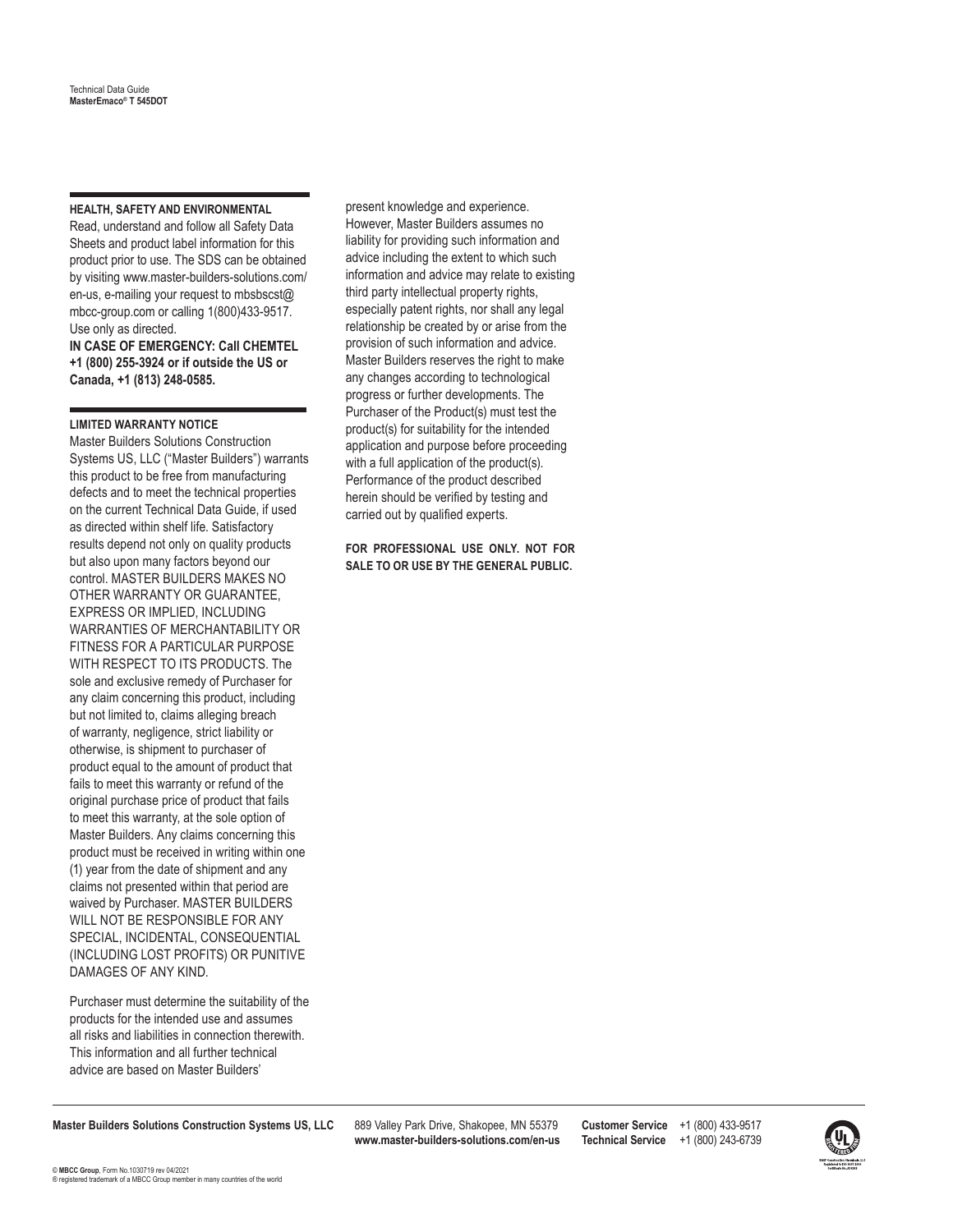## HEALTH, SAFETY AND ENVIRONMENTAL

Read, understand and follow all Safety Data Sheets and product label information for this product prior to use. The SDS can be obtained by visiting www.master-builders-solutions.com/en-us, e-mailing your request to mbsbscst@mbcc-group.com or calling 1(800)433-9517. Use only as directed.

**IN CASE OF EMERGENCY: Call CHEMTEL +1 (800) 255-3924 or if outside the US or Canada, +1 (813) 248-0585.**

## LIMITED WARRANTY NOTICE

Master Builders Solutions Construction Systems US, LLC ("Master Builders") warrants this product to be free from manufacturing defects and to meet the technical properties on the current Technical Data Guide, if used as directed within shelf life. Satisfactory results depend not only on quality products but also upon many factors beyond our control. MASTER BUILDERS MAKES NO OTHER WARRANTY OR GUARANTEE, EXPRESS OR IMPLIED, INCLUDING WARRANTIES OF MERCHANTABILITY OR FITNESS FOR A PARTICULAR PURPOSE WITH RESPECT TO ITS PRODUCTS. The sole and exclusive remedy of Purchaser for any claim concerning this product, including but not limited to, claims alleging breach of warranty, negligence, strict liability or otherwise, is shipment to purchaser of product equal to the amount of product that fails to meet this warranty or refund of the original purchase price of product that fails to meet this warranty, at the sole option of Master Builders. Any claims concerning this product must be received in writing within one (1) year from the date of shipment and any claims not presented within that period are waived by Purchaser. MASTER BUILDERS WILL NOT BE RESPONSIBLE FOR ANY SPECIAL, INCIDENTAL, CONSEQUENTIAL (INCLUDING LOST PROFITS) OR PUNITIVE DAMAGES OF ANY KIND.

Purchaser must determine the suitability of the products for the intended use and assumes all risks and liabilities in connection therewith. This information and all further technical advice are based on Master Builders' present knowledge and experience. However, Master Builders assumes no liability for providing such information and advice including the extent to which such information and advice may relate to existing third party intellectual property rights, especially patent rights, nor shall any legal relationship be created by or arise from the provision of such information and advice. Master Builders reserves the right to make any changes according to technological progress or further developments. The Purchaser of the Product(s) must test the product(s) for suitability for the intended application and purpose before proceeding with a full application of the product(s). Performance of the product described herein should be verified by testing and carried out by qualified experts.

**FOR PROFESSIONAL USE ONLY. NOT FOR SALE TO OR USE BY THE GENERAL PUBLIC.**

**Master Builders Solutions Construction Systems US, LLC** 889 Valley Park Drive, Shakopee, MN 55379 **www.master-builders-solutions.com/en-us**

**Customer Service** +1 (800) 433-9517
**Technical Service** +1 (800) 243-6739

© **MBCC Group**, Form No.1030719 rev 04/2021
® registered trademark of a MBCC Group member in many countries of the world